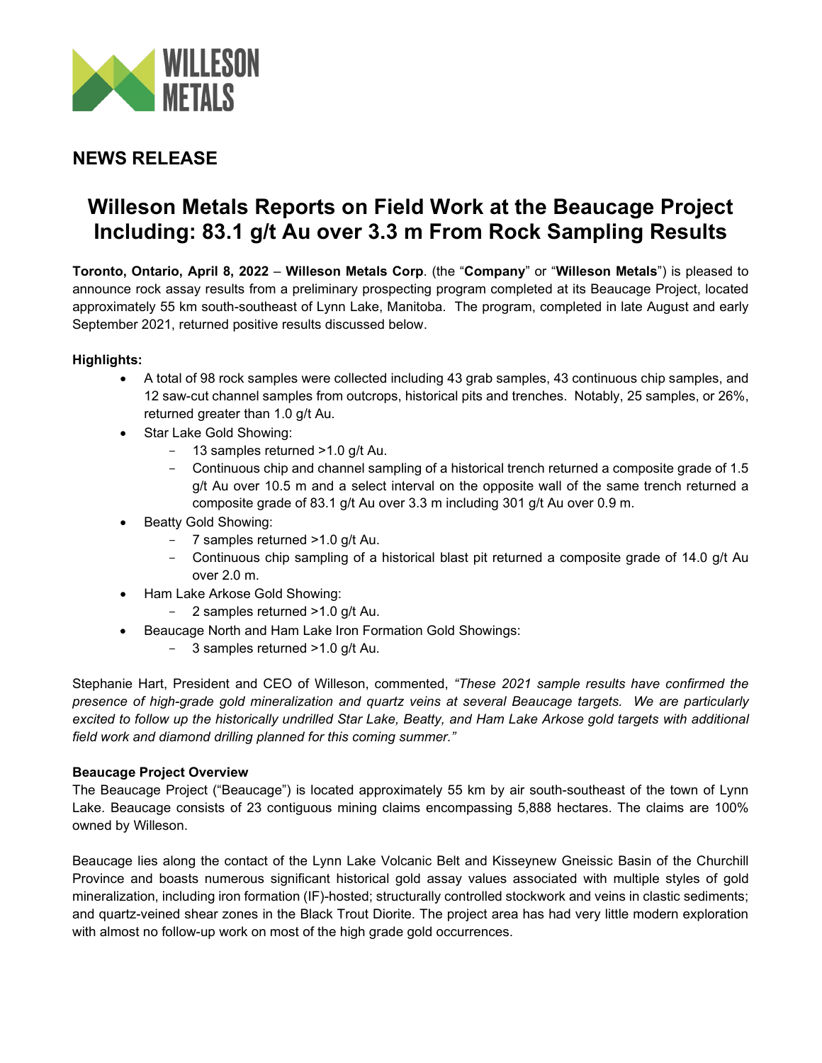WILLESON METALS

## NEWS RELEASE

# Willeson Metals Reports on Field Work at the Beaucage Project Including: 83.1 g/t Au over 3.3 m From Rock Sampling Results

**Toronto, Ontario, April 8, 2022** – **Willeson Metals Corp**. (the "**Company**" or "**Willeson Metals**") is pleased to announce rock assay results from a preliminary prospecting program completed at its Beaucage Project, located approximately 55 km south-southeast of Lynn Lake, Manitoba. The program, completed in late August and early September 2021, returned positive results discussed below.

**Highlights:**

- A total of 98 rock samples were collected including 43 grab samples, 43 continuous chip samples, and 12 saw-cut channel samples from outcrops, historical pits and trenches. Notably, 25 samples, or 26%, returned greater than 1.0 g/t Au.
- Star Lake Gold Showing:
  - 13 samples returned >1.0 g/t Au.
  - Continuous chip and channel sampling of a historical trench returned a composite grade of 1.5 g/t Au over 10.5 m and a select interval on the opposite wall of the same trench returned a composite grade of 83.1 g/t Au over 3.3 m including 301 g/t Au over 0.9 m.
- Beatty Gold Showing:
  - 7 samples returned >1.0 g/t Au.
  - Continuous chip sampling of a historical blast pit returned a composite grade of 14.0 g/t Au over 2.0 m.
- Ham Lake Arkose Gold Showing:
  - 2 samples returned >1.0 g/t Au.
- Beaucage North and Ham Lake Iron Formation Gold Showings:
  - 3 samples returned >1.0 g/t Au.

Stephanie Hart, President and CEO of Willeson, commented, *"These 2021 sample results have confirmed the presence of high-grade gold mineralization and quartz veins at several Beaucage targets. We are particularly excited to follow up the historically undrilled Star Lake, Beatty, and Ham Lake Arkose gold targets with additional field work and diamond drilling planned for this coming summer."*

**Beaucage Project Overview**

The Beaucage Project ("Beaucage") is located approximately 55 km by air south-southeast of the town of Lynn Lake. Beaucage consists of 23 contiguous mining claims encompassing 5,888 hectares. The claims are 100% owned by Willeson.

Beaucage lies along the contact of the Lynn Lake Volcanic Belt and Kisseynew Gneissic Basin of the Churchill Province and boasts numerous significant historical gold assay values associated with multiple styles of gold mineralization, including iron formation (IF)-hosted; structurally controlled stockwork and veins in clastic sediments; and quartz-veined shear zones in the Black Trout Diorite. The project area has had very little modern exploration with almost no follow-up work on most of the high grade gold occurrences.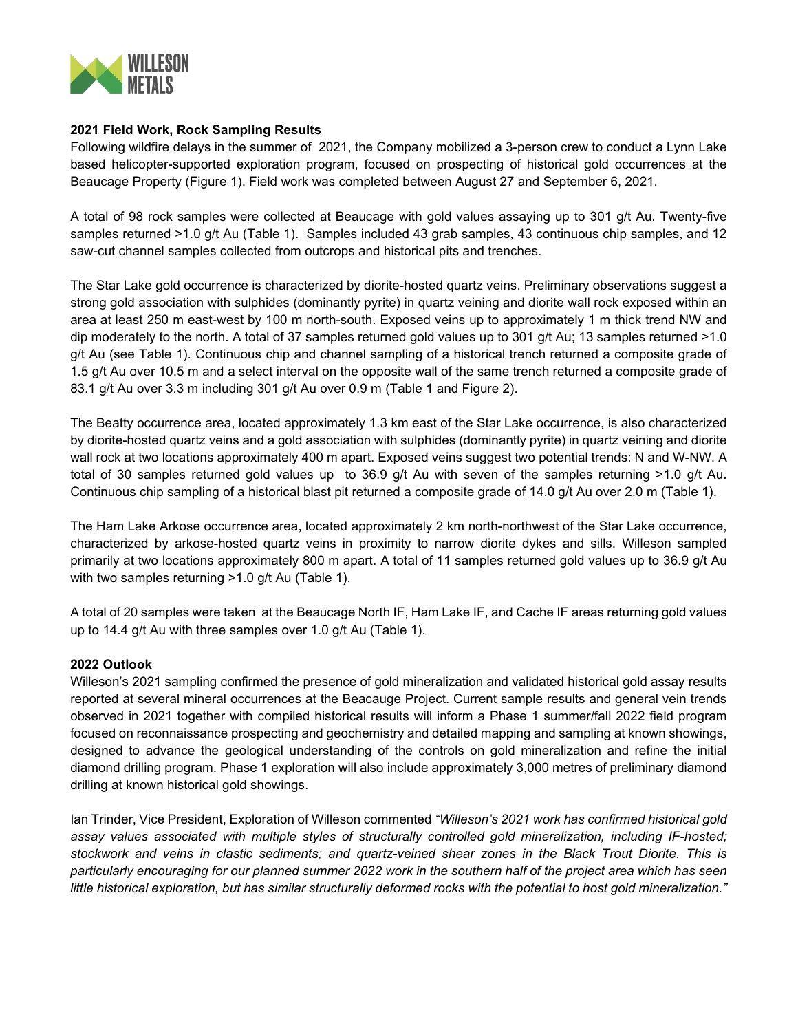### 2021 Field Work, Rock Sampling Results

Following wildfire delays in the summer of 2021, the Company mobilized a 3-person crew to conduct a Lynn Lake based helicopter-supported exploration program, focused on prospecting of historical gold occurrences at the Beaucage Property (Figure 1). Field work was completed between August 27 and September 6, 2021.

A total of 98 rock samples were collected at Beaucage with gold values assaying up to 301 g/t Au. Twenty-five samples returned >1.0 g/t Au (Table 1). Samples included 43 grab samples, 43 continuous chip samples, and 12 saw-cut channel samples collected from outcrops and historical pits and trenches.

The Star Lake gold occurrence is characterized by diorite-hosted quartz veins. Preliminary observations suggest a strong gold association with sulphides (dominantly pyrite) in quartz veining and diorite wall rock exposed within an area at least 250 m east-west by 100 m north-south. Exposed veins up to approximately 1 m thick trend NW and dip moderately to the north. A total of 37 samples returned gold values up to 301 g/t Au; 13 samples returned >1.0 g/t Au (see Table 1). Continuous chip and channel sampling of a historical trench returned a composite grade of 1.5 g/t Au over 10.5 m and a select interval on the opposite wall of the same trench returned a composite grade of 83.1 g/t Au over 3.3 m including 301 g/t Au over 0.9 m (Table 1 and Figure 2).

The Beatty occurrence area, located approximately 1.3 km east of the Star Lake occurrence, is also characterized by diorite-hosted quartz veins and a gold association with sulphides (dominantly pyrite) in quartz veining and diorite wall rock at two locations approximately 400 m apart. Exposed veins suggest two potential trends: N and W-NW. A total of 30 samples returned gold values up to 36.9 g/t Au with seven of the samples returning >1.0 g/t Au. Continuous chip sampling of a historical blast pit returned a composite grade of 14.0 g/t Au over 2.0 m (Table 1).

The Ham Lake Arkose occurrence area, located approximately 2 km north-northwest of the Star Lake occurrence, characterized by arkose-hosted quartz veins in proximity to narrow diorite dykes and sills. Willeson sampled primarily at two locations approximately 800 m apart. A total of 11 samples returned gold values up to 36.9 g/t Au with two samples returning >1.0 g/t Au (Table 1).

A total of 20 samples were taken at the Beaucage North IF, Ham Lake IF, and Cache IF areas returning gold values up to 14.4 g/t Au with three samples over 1.0 g/t Au (Table 1).

### 2022 Outlook

Willeson's 2021 sampling confirmed the presence of gold mineralization and validated historical gold assay results reported at several mineral occurrences at the Beacauge Project. Current sample results and general vein trends observed in 2021 together with compiled historical results will inform a Phase 1 summer/fall 2022 field program focused on reconnaissance prospecting and geochemistry and detailed mapping and sampling at known showings, designed to advance the geological understanding of the controls on gold mineralization and refine the initial diamond drilling program. Phase 1 exploration will also include approximately 3,000 metres of preliminary diamond drilling at known historical gold showings.

Ian Trinder, Vice President, Exploration of Willeson commented *"Willeson's 2021 work has confirmed historical gold assay values associated with multiple styles of structurally controlled gold mineralization, including IF-hosted; stockwork and veins in clastic sediments; and quartz-veined shear zones in the Black Trout Diorite. This is particularly encouraging for our planned summer 2022 work in the southern half of the project area which has seen little historical exploration, but has similar structurally deformed rocks with the potential to host gold mineralization."*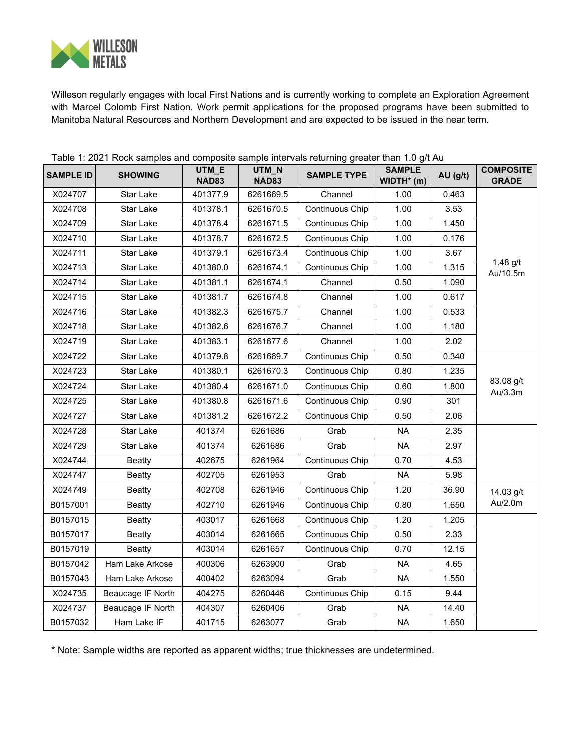Willeson regularly engages with local First Nations and is currently working to complete an Exploration Agreement with Marcel Colomb First Nation. Work permit applications for the proposed programs have been submitted to Manitoba Natural Resources and Northern Development and are expected to be issued in the near term.

Table 1: 2021 Rock samples and composite sample intervals returning greater than 1.0 g/t Au

| SAMPLE ID | SHOWING | UTM_E NAD83 | UTM_N NAD83 | SAMPLE TYPE | SAMPLE WIDTH* (m) | AU (g/t) | COMPOSITE GRADE |
|---|---|---|---|---|---|---|---|
| X024707 | Star Lake | 401377.9 | 6261669.5 | Channel | 1.00 | 0.463 | 1.48 g/t Au/10.5m |
| X024708 | Star Lake | 401378.1 | 6261670.5 | Continuous Chip | 1.00 | 3.53 | |
| X024709 | Star Lake | 401378.4 | 6261671.5 | Continuous Chip | 1.00 | 1.450 | |
| X024710 | Star Lake | 401378.7 | 6261672.5 | Continuous Chip | 1.00 | 0.176 | |
| X024711 | Star Lake | 401379.1 | 6261673.4 | Continuous Chip | 1.00 | 3.67 | |
| X024713 | Star Lake | 401380.0 | 6261674.1 | Continuous Chip | 1.00 | 1.315 | |
| X024714 | Star Lake | 401381.1 | 6261674.1 | Channel | 0.50 | 1.090 | |
| X024715 | Star Lake | 401381.7 | 6261674.8 | Channel | 1.00 | 0.617 | |
| X024716 | Star Lake | 401382.3 | 6261675.7 | Channel | 1.00 | 0.533 | |
| X024718 | Star Lake | 401382.6 | 6261676.7 | Channel | 1.00 | 1.180 | |
| X024719 | Star Lake | 401383.1 | 6261677.6 | Channel | 1.00 | 2.02 | |
| X024722 | Star Lake | 401379.8 | 6261669.7 | Continuous Chip | 0.50 | 0.340 | 83.08 g/t Au/3.3m |
| X024723 | Star Lake | 401380.1 | 6261670.3 | Continuous Chip | 0.80 | 1.235 | |
| X024724 | Star Lake | 401380.4 | 6261671.0 | Continuous Chip | 0.60 | 1.800 | |
| X024725 | Star Lake | 401380.8 | 6261671.6 | Continuous Chip | 0.90 | 301 | |
| X024727 | Star Lake | 401381.2 | 6261672.2 | Continuous Chip | 0.50 | 2.06 | |
| X024728 | Star Lake | 401374 | 6261686 | Grab | NA | 2.35 | |
| X024729 | Star Lake | 401374 | 6261686 | Grab | NA | 2.97 | |
| X024744 | Beatty | 402675 | 6261964 | Continuous Chip | 0.70 | 4.53 | |
| X024747 | Beatty | 402705 | 6261953 | Grab | NA | 5.98 | |
| X024749 | Beatty | 402708 | 6261946 | Continuous Chip | 1.20 | 36.90 | 14.03 g/t Au/2.0m |
| B0157001 | Beatty | 402710 | 6261946 | Continuous Chip | 0.80 | 1.650 | |
| B0157015 | Beatty | 403017 | 6261668 | Continuous Chip | 1.20 | 1.205 | |
| B0157017 | Beatty | 403014 | 6261665 | Continuous Chip | 0.50 | 2.33 | |
| B0157019 | Beatty | 403014 | 6261657 | Continuous Chip | 0.70 | 12.15 | |
| B0157042 | Ham Lake Arkose | 400306 | 6263900 | Grab | NA | 4.65 | |
| B0157043 | Ham Lake Arkose | 400402 | 6263094 | Grab | NA | 1.550 | |
| X024735 | Beaucage IF North | 404275 | 6260446 | Continuous Chip | 0.15 | 9.44 | |
| X024737 | Beaucage IF North | 404307 | 6260406 | Grab | NA | 14.40 | |
| B0157032 | Ham Lake IF | 401715 | 6263077 | Grab | NA | 1.650 | |

* Note: Sample widths are reported as apparent widths; true thicknesses are undetermined.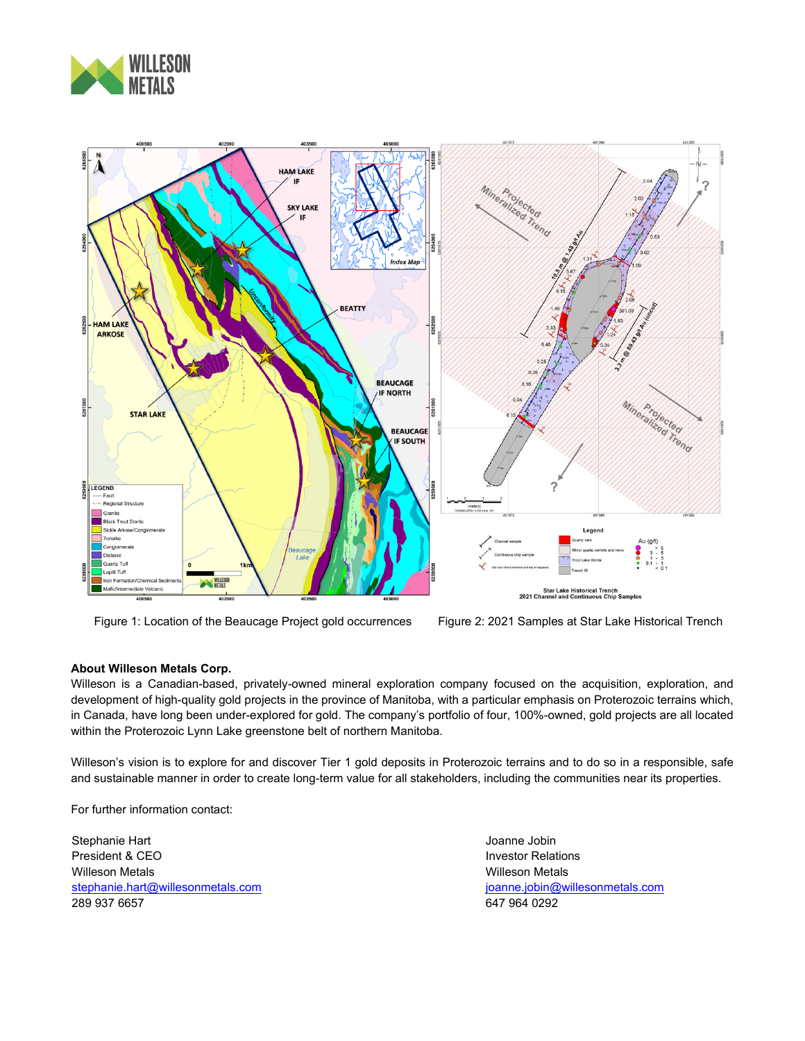Figure 1: Location of the Beaucage Project gold occurrences

Figure 2: 2021 Samples at Star Lake Historical Trench

**About Willeson Metals Corp.**

Willeson is a Canadian-based, privately-owned mineral exploration company focused on the acquisition, exploration, and development of high-quality gold projects in the province of Manitoba, with a particular emphasis on Proterozoic terrains which, in Canada, have long been under-explored for gold. The company's portfolio of four, 100%-owned, gold projects are all located within the Proterozoic Lynn Lake greenstone belt of northern Manitoba.

Willeson's vision is to explore for and discover Tier 1 gold deposits in Proterozoic terrains and to do so in a responsible, safe and sustainable manner in order to create long-term value for all stakeholders, including the communities near its properties.

For further information contact:

Stephanie Hart
President & CEO
Willeson Metals
stephanie.hart@willesonmetals.com
289 937 6657

Joanne Jobin
Investor Relations
Willeson Metals
joanne.jobin@willesonmetals.com
647 964 0292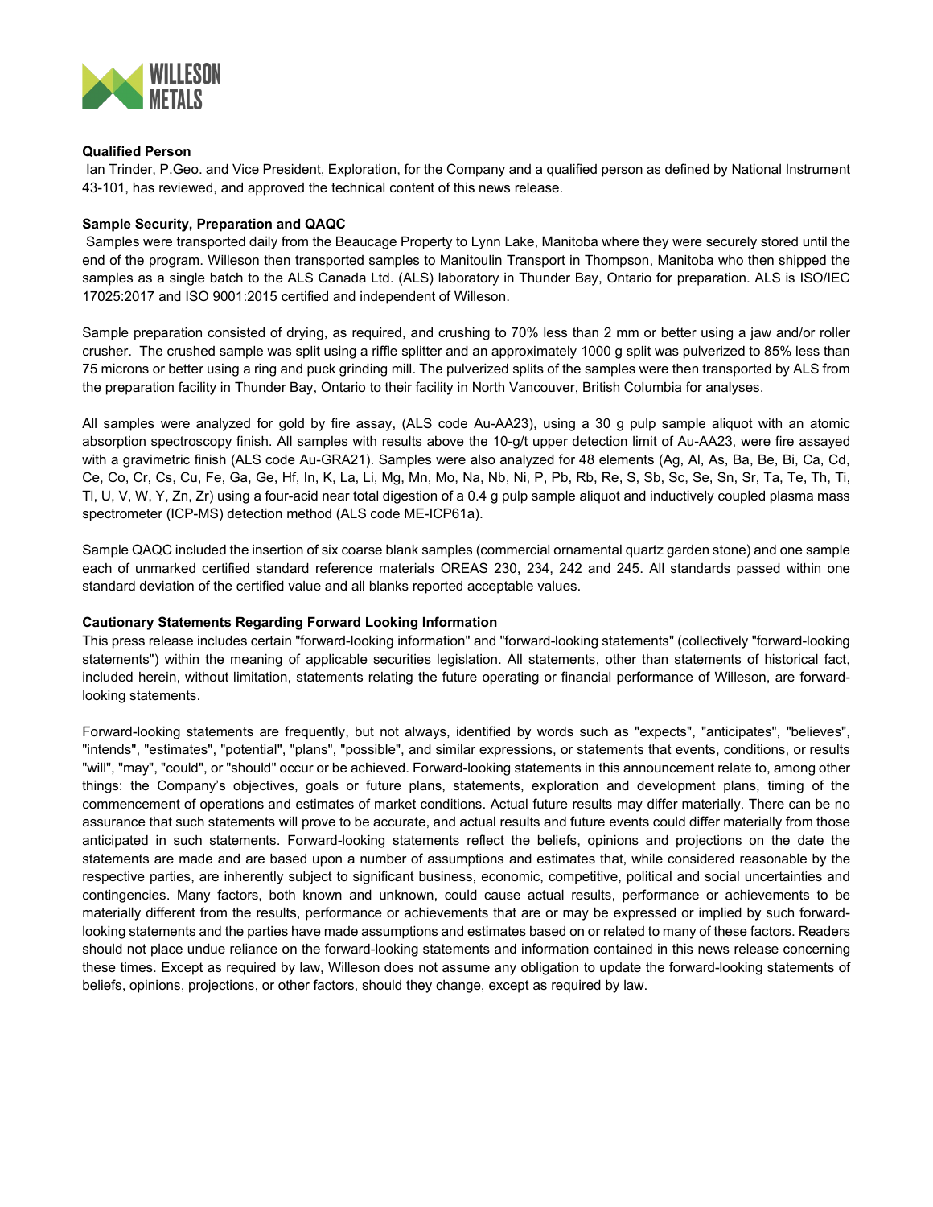**Qualified Person**

Ian Trinder, P.Geo. and Vice President, Exploration, for the Company and a qualified person as defined by National Instrument 43-101, has reviewed, and approved the technical content of this news release.

**Sample Security, Preparation and QAQC**

Samples were transported daily from the Beaucage Property to Lynn Lake, Manitoba where they were securely stored until the end of the program. Willeson then transported samples to Manitoulin Transport in Thompson, Manitoba who then shipped the samples as a single batch to the ALS Canada Ltd. (ALS) laboratory in Thunder Bay, Ontario for preparation. ALS is ISO/IEC 17025:2017 and ISO 9001:2015 certified and independent of Willeson.

Sample preparation consisted of drying, as required, and crushing to 70% less than 2 mm or better using a jaw and/or roller crusher. The crushed sample was split using a riffle splitter and an approximately 1000 g split was pulverized to 85% less than 75 microns or better using a ring and puck grinding mill. The pulverized splits of the samples were then transported by ALS from the preparation facility in Thunder Bay, Ontario to their facility in North Vancouver, British Columbia for analyses.

All samples were analyzed for gold by fire assay, (ALS code Au-AA23), using a 30 g pulp sample aliquot with an atomic absorption spectroscopy finish. All samples with results above the 10-g/t upper detection limit of Au-AA23, were fire assayed with a gravimetric finish (ALS code Au-GRA21). Samples were also analyzed for 48 elements (Ag, Al, As, Ba, Be, Bi, Ca, Cd, Ce, Co, Cr, Cs, Cu, Fe, Ga, Ge, Hf, In, K, La, Li, Mg, Mn, Mo, Na, Nb, Ni, P, Pb, Rb, Re, S, Sb, Sc, Se, Sn, Sr, Ta, Te, Th, Ti, Tl, U, V, W, Y, Zn, Zr) using a four-acid near total digestion of a 0.4 g pulp sample aliquot and inductively coupled plasma mass spectrometer (ICP-MS) detection method (ALS code ME-ICP61a).

Sample QAQC included the insertion of six coarse blank samples (commercial ornamental quartz garden stone) and one sample each of unmarked certified standard reference materials OREAS 230, 234, 242 and 245. All standards passed within one standard deviation of the certified value and all blanks reported acceptable values.

**Cautionary Statements Regarding Forward Looking Information**

This press release includes certain "forward-looking information" and "forward-looking statements" (collectively "forward-looking statements") within the meaning of applicable securities legislation. All statements, other than statements of historical fact, included herein, without limitation, statements relating the future operating or financial performance of Willeson, are forward-looking statements.

Forward-looking statements are frequently, but not always, identified by words such as "expects", "anticipates", "believes", "intends", "estimates", "potential", "possible", and similar expressions, or statements that events, conditions, or results "will", "may", "could", or "should" occur or be achieved. Forward-looking statements in this announcement relate to, among other things: the Company's objectives, goals or future plans, statements, exploration and development plans, timing of the commencement of operations and estimates of market conditions. Actual future results may differ materially. There can be no assurance that such statements will prove to be accurate, and actual results and future events could differ materially from those anticipated in such statements. Forward-looking statements reflect the beliefs, opinions and projections on the date the statements are made and are based upon a number of assumptions and estimates that, while considered reasonable by the respective parties, are inherently subject to significant business, economic, competitive, political and social uncertainties and contingencies. Many factors, both known and unknown, could cause actual results, performance or achievements to be materially different from the results, performance or achievements that are or may be expressed or implied by such forward-looking statements and the parties have made assumptions and estimates based on or related to many of these factors. Readers should not place undue reliance on the forward-looking statements and information contained in this news release concerning these times. Except as required by law, Willeson does not assume any obligation to update the forward-looking statements of beliefs, opinions, projections, or other factors, should they change, except as required by law.